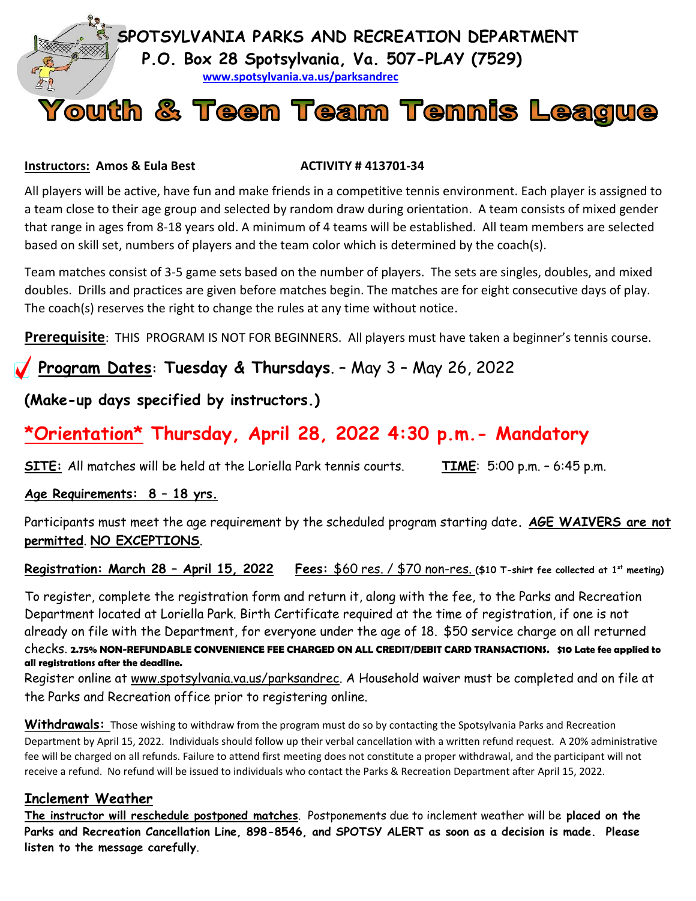**SPOTSYLVANIA PARKS AND RECREATION DEPARTMENT**

**P.O. Box 28 Spotsylvania, Va. 507-PLAY (7529)**

www.spotsylvania.va.us/parksandrec

# Youth & Teen Team Tennis League

**Instructors: Amos & Eula Best** **ACTIVITY # 413701-34**

All players will be active, have fun and make friends in a competitive tennis environment. Each player is assigned to a team close to their age group and selected by random draw during orientation. A team consists of mixed gender that range in ages from 8-18 years old. A minimum of 4 teams will be established. All team members are selected based on skill set, numbers of players and the team color which is determined by the coach(s).

Team matches consist of 3-5 game sets based on the number of players. The sets are singles, doubles, and mixed doubles. Drills and practices are given before matches begin. The matches are for eight consecutive days of play. The coach(s) reserves the right to change the rules at any time without notice.

**Prerequisite**: THIS PROGRAM IS NOT FOR BEGINNERS. All players must have taken a beginner's tennis course.

✓ **Program Dates**: **Tuesday & Thursdays**. – May 3 – May 26, 2022

**(Make-up days specified by instructors.)**

## *Orientation* Thursday, April 28, 2022 4:30 p.m.- Mandatory

**SITE:** All matches will be held at the Loriella Park tennis courts. **TIME**: 5:00 p.m. – 6:45 p.m.

**Age Requirements: 8 – 18 yrs.**

Participants must meet the age requirement by the scheduled program starting date. **AGE WAIVERS are not permitted**. **NO EXCEPTIONS**.

**Registration: March 28 – April 15, 2022** **Fees:** $60 res. / $70 non-res. **($10 T-shirt fee collected at 1st meeting)**

To register, complete the registration form and return it, along with the fee, to the Parks and Recreation Department located at Loriella Park. Birth Certificate required at the time of registration, if one is not already on file with the Department, for everyone under the age of 18. $50 service charge on all returned checks. **2.75% NON-REFUNDABLE CONVENIENCE FEE CHARGED ON ALL CREDIT/DEBIT CARD TRANSACTIONS. $10 Late fee applied to all registrations after the deadline.**

Register online at www.spotsylvania.va.us/parksandrec. A Household waiver must be completed and on file at the Parks and Recreation office prior to registering online.

**Withdrawals:** Those wishing to withdraw from the program must do so by contacting the Spotsylvania Parks and Recreation Department by April 15, 2022. Individuals should follow up their verbal cancellation with a written refund request. A 20% administrative fee will be charged on all refunds. Failure to attend first meeting does not constitute a proper withdrawal, and the participant will not receive a refund. No refund will be issued to individuals who contact the Parks & Recreation Department after April 15, 2022.

**Inclement Weather**

**The instructor will reschedule postponed matches**. Postponements due to inclement weather will be **placed on the Parks and Recreation Cancellation Line, 898-8546, and SPOTSY ALERT as soon as a decision is made. Please listen to the message carefully**.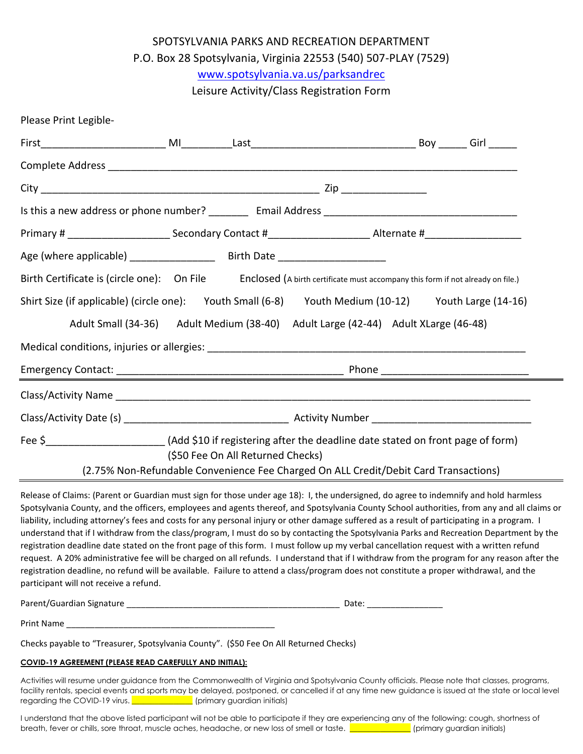SPOTSYLVANIA PARKS AND RECREATION DEPARTMENT

P.O. Box 28 Spotsylvania, Virginia 22553 (540) 507-PLAY (7529)

www.spotsylvania.va.us/parksandrec

Leisure Activity/Class Registration Form

Please Print Legible-

First_____________________ MI_________Last_____________________________ Boy _____ Girl _____

Complete Address ___________________________________________________________________________

City ___________________________________________________ Zip _______________

Is this a new address or phone number? _______ Email Address ___________________________________

Primary # __________________ Secondary Contact #_________________ Alternate #_________________

Age (where applicable) _______________ Birth Date ___________________

Birth Certificate is (circle one): On File Enclosed (A birth certificate must accompany this form if not already on file.)

Shirt Size (if applicable) (circle one): Youth Small (6-8) Youth Medium (10-12) Youth Large (14-16)

Adult Small (34-36) Adult Medium (38-40) Adult Large (42-44) Adult XLarge (46-48)

Medical conditions, injuries or allergies: _________________________________________________________

Emergency Contact: _________________________________________ Phone _________________________

---

Class/Activity Name ___________________________________________________________________________

Class/Activity Date (s) _____________________________ Activity Number ____________________________

Fee $____________________ (Add $10 if registering after the deadline date stated on front page of form)

($50 Fee On All Returned Checks)

(2.75% Non-Refundable Convenience Fee Charged On ALL Credit/Debit Card Transactions)

---

Release of Claims: (Parent or Guardian must sign for those under age 18): I, the undersigned, do agree to indemnify and hold harmless Spotsylvania County, and the officers, employees and agents thereof, and Spotsylvania County School authorities, from any and all claims or liability, including attorney's fees and costs for any personal injury or other damage suffered as a result of participating in a program. I understand that if I withdraw from the class/program, I must do so by contacting the Spotsylvania Parks and Recreation Department by the registration deadline date stated on the front page of this form. I must follow up my verbal cancellation request with a written refund request. A 20% administrative fee will be charged on all refunds. I understand that if I withdraw from the program for any reason after the registration deadline, no refund will be available. Failure to attend a class/program does not constitute a proper withdrawal, and the participant will not receive a refund.

Parent/Guardian Signature _____________________________________________ Date: ________________

Print Name ______________________________________________

Checks payable to "Treasurer, Spotsylvania County". ($50 Fee On All Returned Checks)

**COVID-19 AGREEMENT (PLEASE READ CAREFULLY AND INITIAL):**

Activities will resume under guidance from the Commonwealth of Virginia and Spotsylvania County officials. Please note that classes, programs, facility rentals, special events and sports may be delayed, postponed, or cancelled if at any time new guidance is issued at the state or local level regarding the COVID-19 virus. _____________ (primary guardian initials)

I understand that the above listed participant will not be able to participate if they are experiencing any of the following: cough, shortness of breath, fever or chills, sore throat, muscle aches, headache, or new loss of smell or taste. _____________ (primary guardian initials)